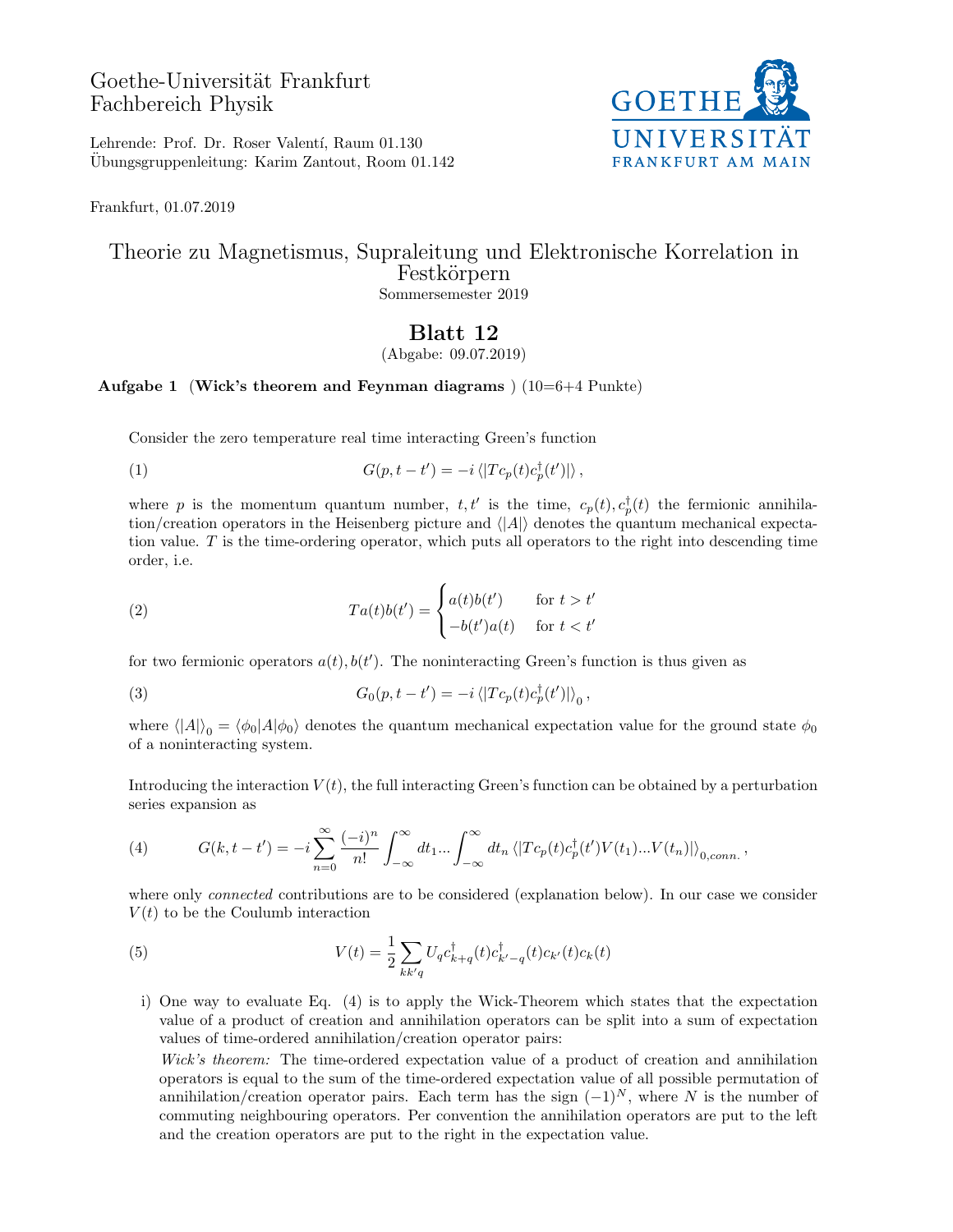Goethe-Universität Frankfurt
Fachbereich Physik

Lehrende: Prof. Dr. Roser Valentí, Raum 01.130
Übungsgruppenleitung: Karim Zantout, Room 01.142

Frankfurt, 01.07.2019

# Theorie zu Magnetismus, Supraleitung und Elektronische Korrelation in Festkörpern

Sommersemester 2019

## Blatt 12

(Abgabe: 09.07.2019)

**Aufgabe 1** (**Wick's theorem and Feynman diagrams** ) (10=6+4 Punkte)

Consider the zero temperature real time interacting Green's function

$$G(p,t-t') = -i\,\langle|Tc_p(t)c_p^\dagger(t')|\rangle\,, \tag{1}$$

where $p$ is the momentum quantum number, $t, t'$ is the time, $c_p(t), c_p^\dagger(t)$ the fermionic annihilation/creation operators in the Heisenberg picture and $\langle|A|\rangle$ denotes the quantum mechanical expectation value. $T$ is the time-ordering operator, which puts all operators to the right into descending time order, i.e.

$$Ta(t)b(t') = \begin{cases} a(t)b(t') & \text{for } t > t' \\ -b(t')a(t) & \text{for } t < t' \end{cases} \tag{2}$$

for two fermionic operators $a(t), b(t')$. The noninteracting Green's function is thus given as

$$G_0(p,t-t') = -i\,\langle|Tc_p(t)c_p^\dagger(t')|\rangle_0\,, \tag{3}$$

where $\langle|A|\rangle_0 = \langle\phi_0|A|\phi_0\rangle$ denotes the quantum mechanical expectation value for the ground state $\phi_0$ of a noninteracting system.

Introducing the interaction $V(t)$, the full interacting Green's function can be obtained by a perturbation series expansion as

$$G(k,t-t') = -i\sum_{n=0}^{\infty}\frac{(-i)^n}{n!}\int_{-\infty}^{\infty}dt_1 ... \int_{-\infty}^{\infty}dt_n\,\langle|Tc_p(t)c_p^\dagger(t')V(t_1)...V(t_n)|\rangle_{0,conn.}\,, \tag{4}$$

where only *connected* contributions are to be considered (explanation below). In our case we consider $V(t)$ to be the Coulumb interaction

$$V(t) = \frac{1}{2}\sum_{kk'q} U_q c_{k+q}^\dagger(t)c_{k'-q}^\dagger(t)c_{k'}(t)c_k(t) \tag{5}$$

i) One way to evaluate Eq. (4) is to apply the Wick-Theorem which states that the expectation value of a product of creation and annihilation operators can be split into a sum of expectation values of time-ordered annihilation/creation operator pairs:
*Wick's theorem:* The time-ordered expectation value of a product of creation and annihilation operators is equal to the sum of the time-ordered expectation value of all possible permutation of annihilation/creation operator pairs. Each term has the sign $(-1)^N$, where $N$ is the number of commuting neighbouring operators. Per convention the annihilation operators are put to the left and the creation operators are put to the right in the expectation value.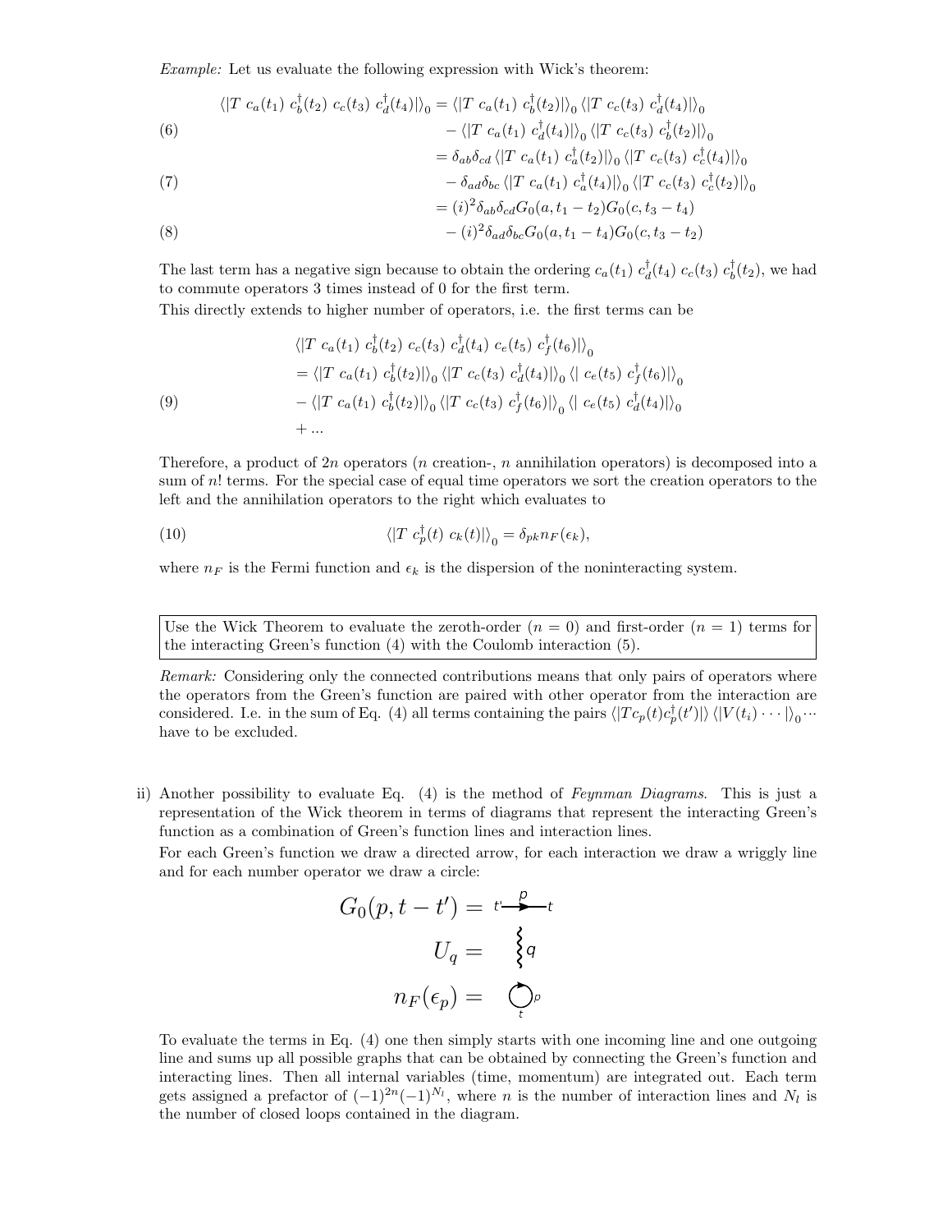*Example:* Let us evaluate the following expression with Wick's theorem:

$$
\begin{aligned}
\langle| T\ c_a(t_1)\ c_b^\dagger(t_2)\ c_c(t_3)\ c_d^\dagger(t_4)|\rangle_0 &= \langle| T\ c_a(t_1)\ c_b^\dagger(t_2)|\rangle_0 \langle| T\ c_c(t_3)\ c_d^\dagger(t_4)|\rangle_0 \\
&\quad - \langle| T\ c_a(t_1)\ c_d^\dagger(t_4)|\rangle_0 \langle| T\ c_c(t_3)\ c_b^\dagger(t_2)|\rangle_0 \qquad (6)\\
&= \delta_{ab}\delta_{cd} \langle| T\ c_a(t_1)\ c_a^\dagger(t_2)|\rangle_0 \langle| T\ c_c(t_3)\ c_c^\dagger(t_4)|\rangle_0 \\
&\quad - \delta_{ad}\delta_{bc} \langle| T\ c_a(t_1)\ c_a^\dagger(t_4)|\rangle_0 \langle| T\ c_c(t_3)\ c_c^\dagger(t_2)|\rangle_0 \qquad (7)\\
&= (i)^2 \delta_{ab}\delta_{cd} G_0(a, t_1 - t_2) G_0(c, t_3 - t_4) \\
&\quad - (i)^2 \delta_{ad}\delta_{bc} G_0(a, t_1 - t_4) G_0(c, t_3 - t_2) \qquad (8)
\end{aligned}
$$

The last term has a negative sign because to obtain the ordering $c_a(t_1)\ c_d^\dagger(t_4)\ c_c(t_3)\ c_b^\dagger(t_2)$, we had to commute operators 3 times instead of 0 for the first term.
This directly extends to higher number of operators, i.e. the first terms can be

$$
\begin{aligned}
&\langle| T\ c_a(t_1)\ c_b^\dagger(t_2)\ c_c(t_3)\ c_d^\dagger(t_4)\ c_e(t_5)\ c_f^\dagger(t_6)|\rangle_0 \\
&= \langle| T\ c_a(t_1)\ c_b^\dagger(t_2)|\rangle_0 \langle| T\ c_c(t_3)\ c_d^\dagger(t_4)|\rangle_0 \langle|\ c_e(t_5)\ c_f^\dagger(t_6)|\rangle_0 \\
&- \langle| T\ c_a(t_1)\ c_b^\dagger(t_2)|\rangle_0 \langle| T\ c_c(t_3)\ c_f^\dagger(t_6)|\rangle_0 \langle|\ c_e(t_5)\ c_d^\dagger(t_4)|\rangle_0 \qquad (9)\\
&+ ...
\end{aligned}
$$

Therefore, a product of $2n$ operators ($n$ creation-, $n$ annihilation operators) is decomposed into a sum of $n!$ terms. For the special case of equal time operators we sort the creation operators to the left and the annihilation operators to the right which evaluates to

$$\langle| T\ c_p^\dagger(t)\ c_k(t)|\rangle_0 = \delta_{pk} n_F(\epsilon_k), \qquad (10)$$

where $n_F$ is the Fermi function and $\epsilon_k$ is the dispersion of the noninteracting system.

> Use the Wick Theorem to evaluate the zeroth-order ($n = 0$) and first-order ($n = 1$) terms for the interacting Green's function (4) with the Coulomb interaction (5).

*Remark:* Considering only the connected contributions means that only pairs of operators where the operators from the Green's function are paired with other operator from the interaction are considered. I.e. in the sum of Eq. (4) all terms containing the pairs $\langle| T c_p(t) c_p^\dagger(t')|\rangle \langle| V(t_i) \cdots |\rangle_0 \cdots$ have to be excluded.

ii) Another possibility to evaluate Eq. (4) is the method of *Feynman Diagrams*. This is just a representation of the Wick theorem in terms of diagrams that represent the interacting Green's function as a combination of Green's function lines and interaction lines.
For each Green's function we draw a directed arrow, for each interaction we draw a wriggly line and for each number operator we draw a circle:

$$G_0(p, t - t') = \quad t' \xrightarrow{\ p\ } t$$

$$U_q = \quad \text{(wriggly line, } q\text{)}$$

$$n_F(\epsilon_p) = \quad \text{(circle, } p\text{, } t\text{)}$$

To evaluate the terms in Eq. (4) one then simply starts with one incoming line and one outgoing line and sums up all possible graphs that can be obtained by connecting the Green's function and interacting lines. Then all internal variables (time, momentum) are integrated out. Each term gets assigned a prefactor of $(-1)^{2n}(-1)^{N_l}$, where $n$ is the number of interaction lines and $N_l$ is the number of closed loops contained in the diagram.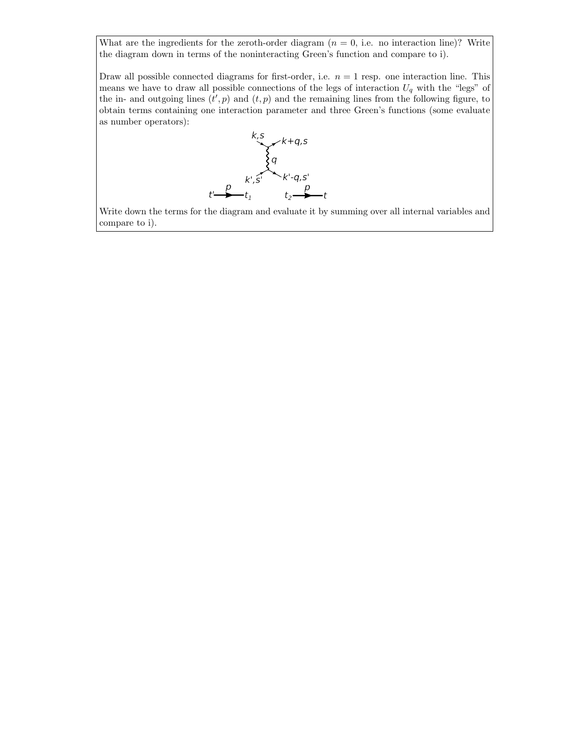What are the ingredients for the zeroth-order diagram ($n = 0$, i.e. no interaction line)? Write the diagram down in terms of the noninteracting Green's function and compare to i).

Draw all possible connected diagrams for first-order, i.e. $n = 1$ resp. one interaction line. This means we have to draw all possible connections of the legs of interaction $U_q$ with the "legs" of the in- and outgoing lines $(t', p)$ and $(t, p)$ and the remaining lines from the following figure, to obtain terms containing one interaction parameter and three Green's functions (some evaluate as number operators):

k,s

k+q,s

q

k',s'

k'-q,s'

t' p t1

t2 p t

Write down the terms for the diagram and evaluate it by summing over all internal variables and compare to i).